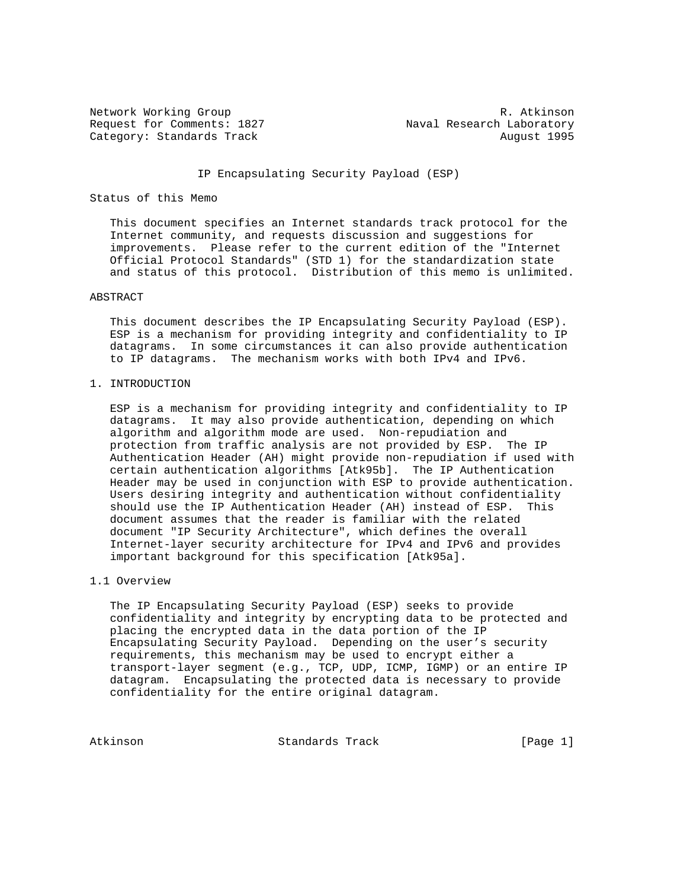Network Working Group R. Atkinson
Request for Comments: 1827 Naval Research Laboratory
Category: Standards Track August 1995

# IP Encapsulating Security Payload (ESP)

## Status of this Memo

This document specifies an Internet standards track protocol for the Internet community, and requests discussion and suggestions for improvements. Please refer to the current edition of the "Internet Official Protocol Standards" (STD 1) for the standardization state and status of this protocol. Distribution of this memo is unlimited.

## ABSTRACT

This document describes the IP Encapsulating Security Payload (ESP). ESP is a mechanism for providing integrity and confidentiality to IP datagrams. In some circumstances it can also provide authentication to IP datagrams. The mechanism works with both IPv4 and IPv6.

## 1. INTRODUCTION

ESP is a mechanism for providing integrity and confidentiality to IP datagrams. It may also provide authentication, depending on which algorithm and algorithm mode are used. Non-repudiation and protection from traffic analysis are not provided by ESP. The IP Authentication Header (AH) might provide non-repudiation if used with certain authentication algorithms [Atk95b]. The IP Authentication Header may be used in conjunction with ESP to provide authentication. Users desiring integrity and authentication without confidentiality should use the IP Authentication Header (AH) instead of ESP. This document assumes that the reader is familiar with the related document "IP Security Architecture", which defines the overall Internet-layer security architecture for IPv4 and IPv6 and provides important background for this specification [Atk95a].

### 1.1 Overview

The IP Encapsulating Security Payload (ESP) seeks to provide confidentiality and integrity by encrypting data to be protected and placing the encrypted data in the data portion of the IP Encapsulating Security Payload. Depending on the user's security requirements, this mechanism may be used to encrypt either a transport-layer segment (e.g., TCP, UDP, ICMP, IGMP) or an entire IP datagram. Encapsulating the protected data is necessary to provide confidentiality for the entire original datagram.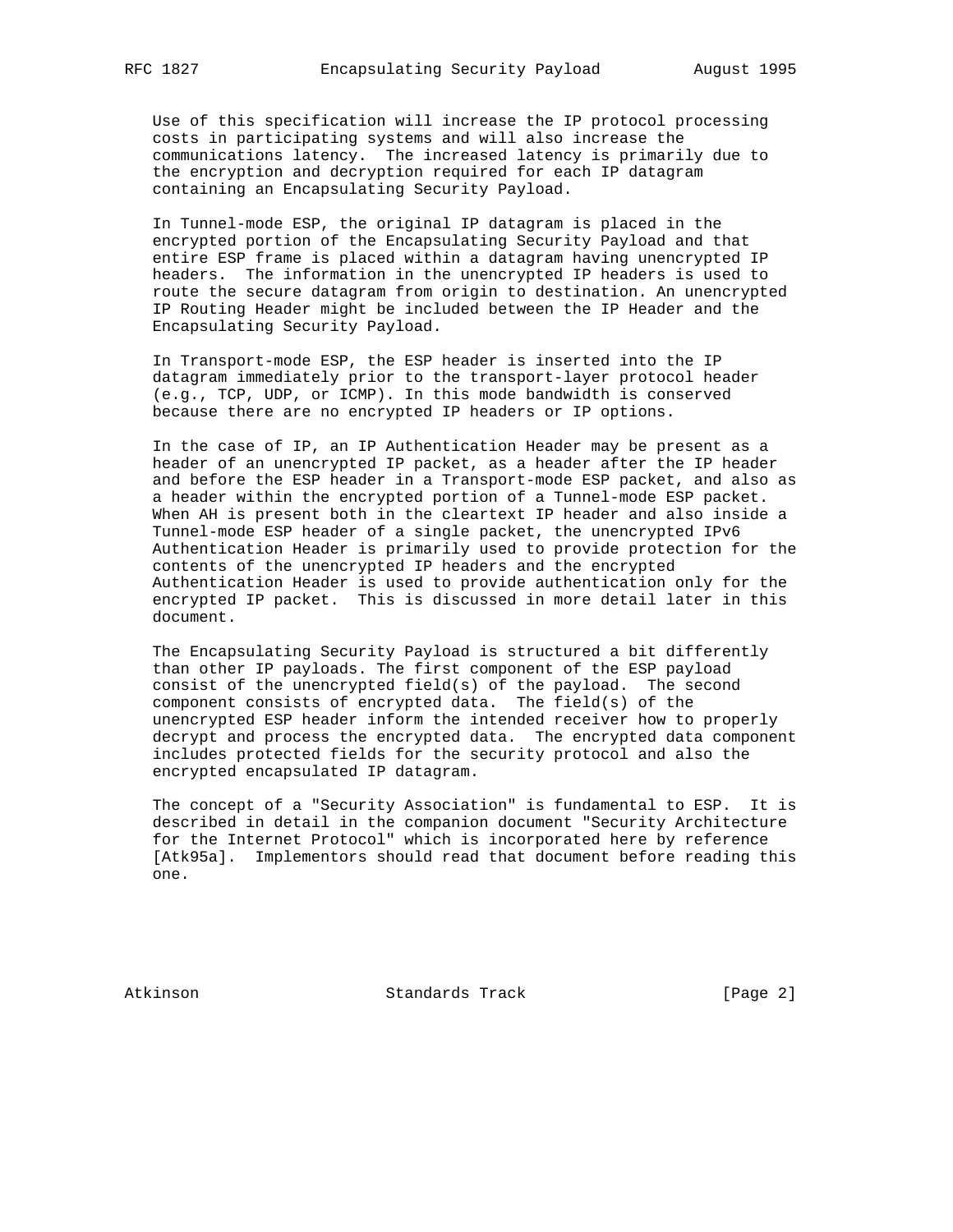Use of this specification will increase the IP protocol processing costs in participating systems and will also increase the communications latency. The increased latency is primarily due to the encryption and decryption required for each IP datagram containing an Encapsulating Security Payload.

In Tunnel-mode ESP, the original IP datagram is placed in the encrypted portion of the Encapsulating Security Payload and that entire ESP frame is placed within a datagram having unencrypted IP headers. The information in the unencrypted IP headers is used to route the secure datagram from origin to destination. An unencrypted IP Routing Header might be included between the IP Header and the Encapsulating Security Payload.

In Transport-mode ESP, the ESP header is inserted into the IP datagram immediately prior to the transport-layer protocol header (e.g., TCP, UDP, or ICMP). In this mode bandwidth is conserved because there are no encrypted IP headers or IP options.

In the case of IP, an IP Authentication Header may be present as a header of an unencrypted IP packet, as a header after the IP header and before the ESP header in a Transport-mode ESP packet, and also as a header within the encrypted portion of a Tunnel-mode ESP packet. When AH is present both in the cleartext IP header and also inside a Tunnel-mode ESP header of a single packet, the unencrypted IPv6 Authentication Header is primarily used to provide protection for the contents of the unencrypted IP headers and the encrypted Authentication Header is used to provide authentication only for the encrypted IP packet. This is discussed in more detail later in this document.

The Encapsulating Security Payload is structured a bit differently than other IP payloads. The first component of the ESP payload consist of the unencrypted field(s) of the payload. The second component consists of encrypted data. The field(s) of the unencrypted ESP header inform the intended receiver how to properly decrypt and process the encrypted data. The encrypted data component includes protected fields for the security protocol and also the encrypted encapsulated IP datagram.

The concept of a "Security Association" is fundamental to ESP. It is described in detail in the companion document "Security Architecture for the Internet Protocol" which is incorporated here by reference [Atk95a]. Implementors should read that document before reading this one.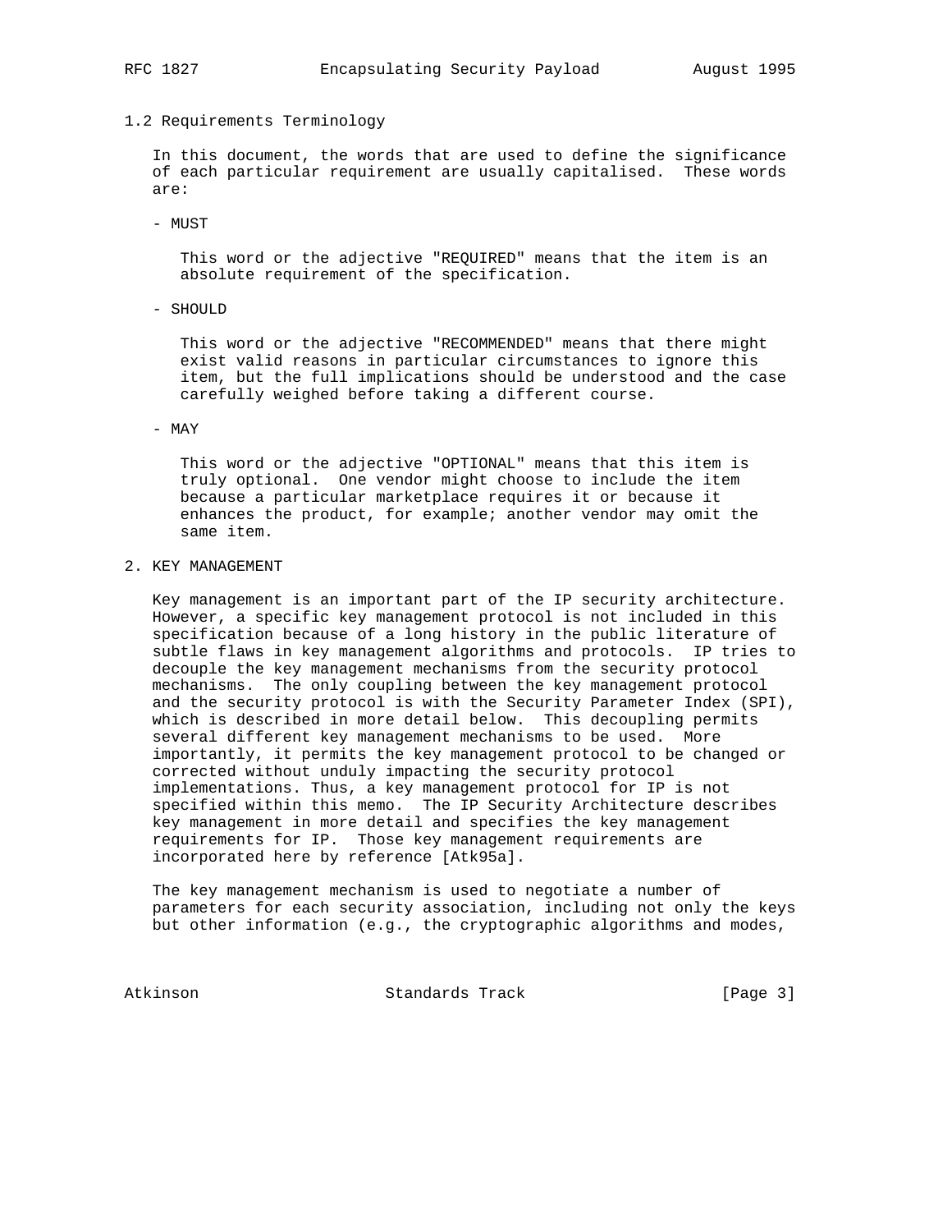## 1.2 Requirements Terminology

In this document, the words that are used to define the significance of each particular requirement are usually capitalised. These words are:

- MUST

  This word or the adjective "REQUIRED" means that the item is an absolute requirement of the specification.

- SHOULD

  This word or the adjective "RECOMMENDED" means that there might exist valid reasons in particular circumstances to ignore this item, but the full implications should be understood and the case carefully weighed before taking a different course.

- MAY

  This word or the adjective "OPTIONAL" means that this item is truly optional. One vendor might choose to include the item because a particular marketplace requires it or because it enhances the product, for example; another vendor may omit the same item.

# 2. KEY MANAGEMENT

Key management is an important part of the IP security architecture. However, a specific key management protocol is not included in this specification because of a long history in the public literature of subtle flaws in key management algorithms and protocols. IP tries to decouple the key management mechanisms from the security protocol mechanisms. The only coupling between the key management protocol and the security protocol is with the Security Parameter Index (SPI), which is described in more detail below. This decoupling permits several different key management mechanisms to be used. More importantly, it permits the key management protocol to be changed or corrected without unduly impacting the security protocol implementations. Thus, a key management protocol for IP is not specified within this memo. The IP Security Architecture describes key management in more detail and specifies the key management requirements for IP. Those key management requirements are incorporated here by reference [Atk95a].

The key management mechanism is used to negotiate a number of parameters for each security association, including not only the keys but other information (e.g., the cryptographic algorithms and modes,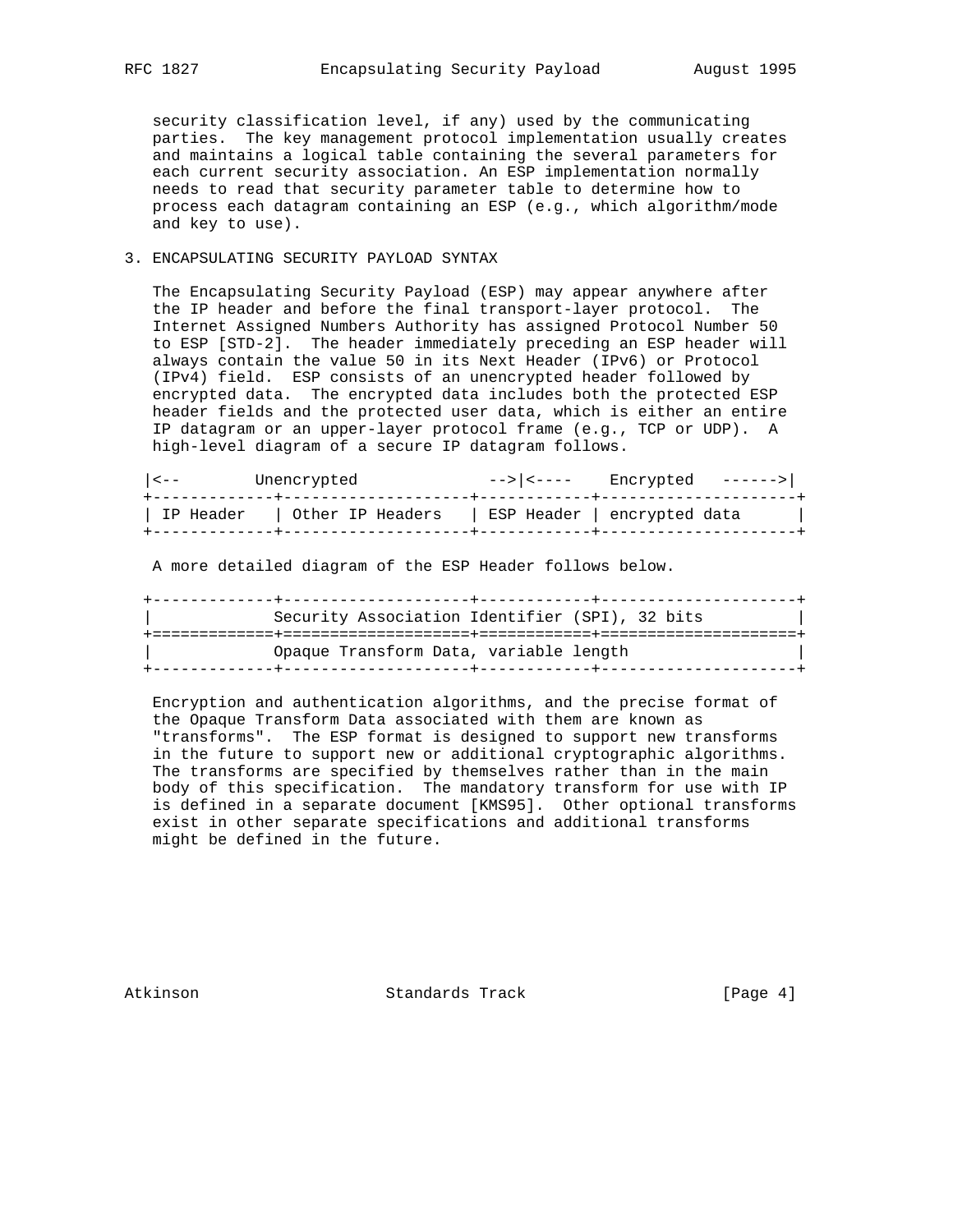security classification level, if any) used by the communicating parties. The key management protocol implementation usually creates and maintains a logical table containing the several parameters for each current security association. An ESP implementation normally needs to read that security parameter table to determine how to process each datagram containing an ESP (e.g., which algorithm/mode and key to use).

## 3. ENCAPSULATING SECURITY PAYLOAD SYNTAX

The Encapsulating Security Payload (ESP) may appear anywhere after the IP header and before the final transport-layer protocol. The Internet Assigned Numbers Authority has assigned Protocol Number 50 to ESP [STD-2]. The header immediately preceding an ESP header will always contain the value 50 in its Next Header (IPv6) or Protocol (IPv4) field. ESP consists of an unencrypted header followed by encrypted data. The encrypted data includes both the protected ESP header fields and the protected user data, which is either an entire IP datagram or an upper-layer protocol frame (e.g., TCP or UDP). A high-level diagram of a secure IP datagram follows.

```
|<--        Unencrypted             -->|<----    Encrypted   ------>|
+-------------+--------------------+------------+---------------------+
| IP Header   | Other IP Headers   | ESP Header | encrypted data      |
+-------------+--------------------+------------+---------------------+
```

A more detailed diagram of the ESP Header follows below.

```
+-------------+--------------------+------------+---------------------+
|             Security Association Identifier (SPI), 32 bits          |
+=============+====================+============+=====================+
|             Opaque Transform Data, variable length                  |
+-------------+--------------------+------------+---------------------+
```

Encryption and authentication algorithms, and the precise format of the Opaque Transform Data associated with them are known as "transforms". The ESP format is designed to support new transforms in the future to support new or additional cryptographic algorithms. The transforms are specified by themselves rather than in the main body of this specification. The mandatory transform for use with IP is defined in a separate document [KMS95]. Other optional transforms exist in other separate specifications and additional transforms might be defined in the future.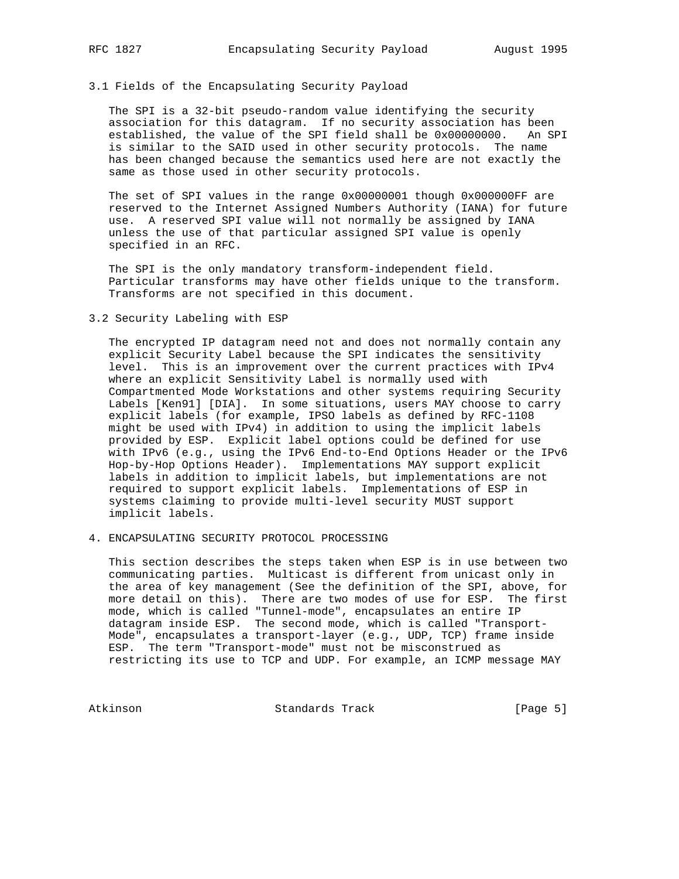### 3.1 Fields of the Encapsulating Security Payload

The SPI is a 32-bit pseudo-random value identifying the security association for this datagram. If no security association has been established, the value of the SPI field shall be 0x00000000. An SPI is similar to the SAID used in other security protocols. The name has been changed because the semantics used here are not exactly the same as those used in other security protocols.

The set of SPI values in the range 0x00000001 though 0x000000FF are reserved to the Internet Assigned Numbers Authority (IANA) for future use. A reserved SPI value will not normally be assigned by IANA unless the use of that particular assigned SPI value is openly specified in an RFC.

The SPI is the only mandatory transform-independent field. Particular transforms may have other fields unique to the transform. Transforms are not specified in this document.

### 3.2 Security Labeling with ESP

The encrypted IP datagram need not and does not normally contain any explicit Security Label because the SPI indicates the sensitivity level. This is an improvement over the current practices with IPv4 where an explicit Sensitivity Label is normally used with Compartmented Mode Workstations and other systems requiring Security Labels [Ken91] [DIA]. In some situations, users MAY choose to carry explicit labels (for example, IPSO labels as defined by RFC-1108 might be used with IPv4) in addition to using the implicit labels provided by ESP. Explicit label options could be defined for use with IPv6 (e.g., using the IPv6 End-to-End Options Header or the IPv6 Hop-by-Hop Options Header). Implementations MAY support explicit labels in addition to implicit labels, but implementations are not required to support explicit labels. Implementations of ESP in systems claiming to provide multi-level security MUST support implicit labels.

## 4. ENCAPSULATING SECURITY PROTOCOL PROCESSING

This section describes the steps taken when ESP is in use between two communicating parties. Multicast is different from unicast only in the area of key management (See the definition of the SPI, above, for more detail on this). There are two modes of use for ESP. The first mode, which is called "Tunnel-mode", encapsulates an entire IP datagram inside ESP. The second mode, which is called "Transport-Mode", encapsulates a transport-layer (e.g., UDP, TCP) frame inside ESP. The term "Transport-mode" must not be misconstrued as restricting its use to TCP and UDP. For example, an ICMP message MAY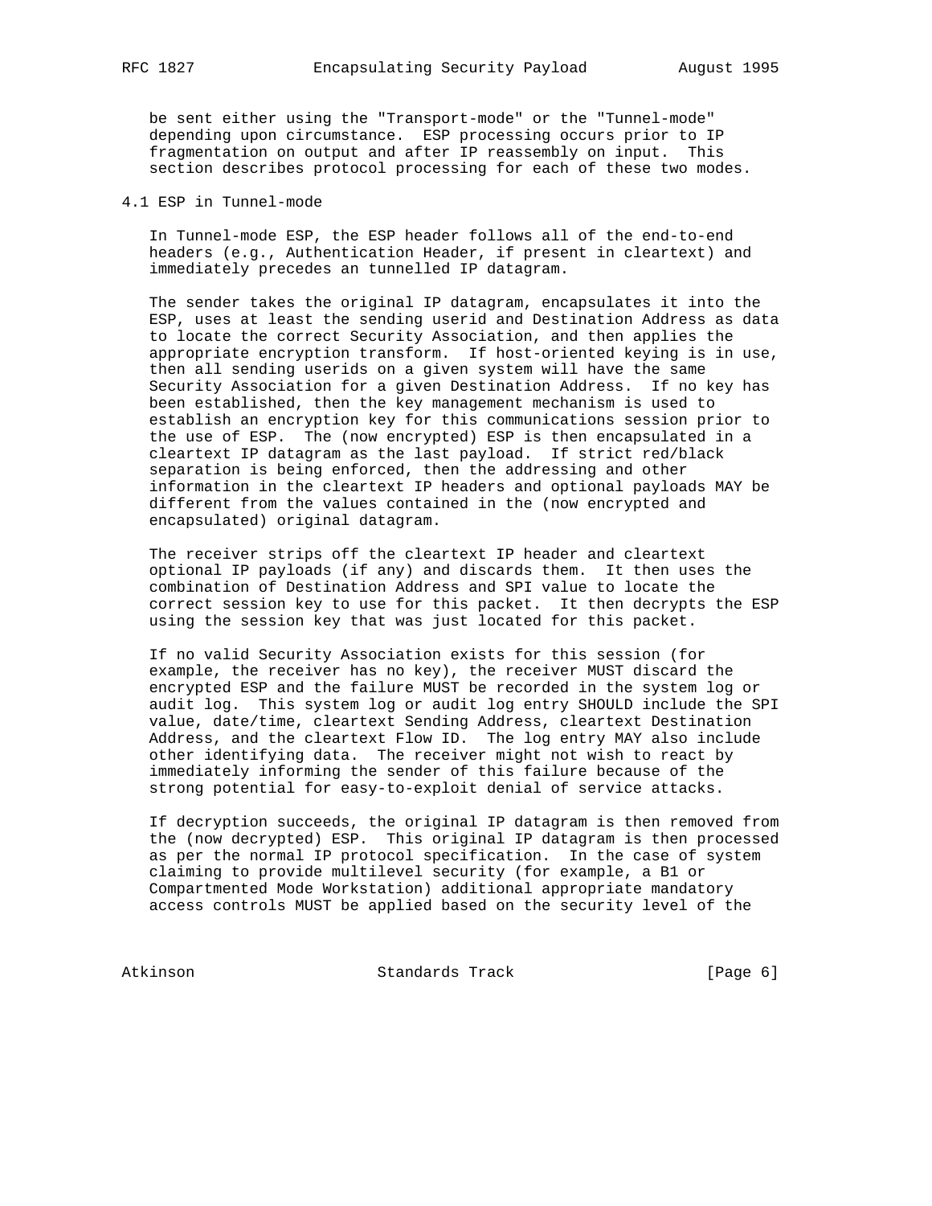be sent either using the "Transport-mode" or the "Tunnel-mode" depending upon circumstance. ESP processing occurs prior to IP fragmentation on output and after IP reassembly on input. This section describes protocol processing for each of these two modes.

## 4.1 ESP in Tunnel-mode

In Tunnel-mode ESP, the ESP header follows all of the end-to-end headers (e.g., Authentication Header, if present in cleartext) and immediately precedes an tunnelled IP datagram.

The sender takes the original IP datagram, encapsulates it into the ESP, uses at least the sending userid and Destination Address as data to locate the correct Security Association, and then applies the appropriate encryption transform. If host-oriented keying is in use, then all sending userids on a given system will have the same Security Association for a given Destination Address. If no key has been established, then the key management mechanism is used to establish an encryption key for this communications session prior to the use of ESP. The (now encrypted) ESP is then encapsulated in a cleartext IP datagram as the last payload. If strict red/black separation is being enforced, then the addressing and other information in the cleartext IP headers and optional payloads MAY be different from the values contained in the (now encrypted and encapsulated) original datagram.

The receiver strips off the cleartext IP header and cleartext optional IP payloads (if any) and discards them. It then uses the combination of Destination Address and SPI value to locate the correct session key to use for this packet. It then decrypts the ESP using the session key that was just located for this packet.

If no valid Security Association exists for this session (for example, the receiver has no key), the receiver MUST discard the encrypted ESP and the failure MUST be recorded in the system log or audit log. This system log or audit log entry SHOULD include the SPI value, date/time, cleartext Sending Address, cleartext Destination Address, and the cleartext Flow ID. The log entry MAY also include other identifying data. The receiver might not wish to react by immediately informing the sender of this failure because of the strong potential for easy-to-exploit denial of service attacks.

If decryption succeeds, the original IP datagram is then removed from the (now decrypted) ESP. This original IP datagram is then processed as per the normal IP protocol specification. In the case of system claiming to provide multilevel security (for example, a B1 or Compartmented Mode Workstation) additional appropriate mandatory access controls MUST be applied based on the security level of the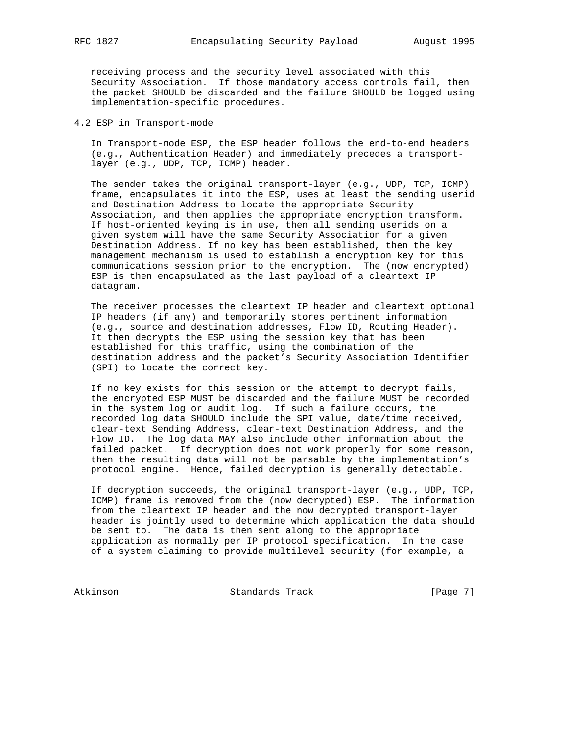receiving process and the security level associated with this Security Association. If those mandatory access controls fail, then the packet SHOULD be discarded and the failure SHOULD be logged using implementation-specific procedures.

## 4.2 ESP in Transport-mode

In Transport-mode ESP, the ESP header follows the end-to-end headers (e.g., Authentication Header) and immediately precedes a transport-layer (e.g., UDP, TCP, ICMP) header.

The sender takes the original transport-layer (e.g., UDP, TCP, ICMP) frame, encapsulates it into the ESP, uses at least the sending userid and Destination Address to locate the appropriate Security Association, and then applies the appropriate encryption transform. If host-oriented keying is in use, then all sending userids on a given system will have the same Security Association for a given Destination Address. If no key has been established, then the key management mechanism is used to establish a encryption key for this communications session prior to the encryption. The (now encrypted) ESP is then encapsulated as the last payload of a cleartext IP datagram.

The receiver processes the cleartext IP header and cleartext optional IP headers (if any) and temporarily stores pertinent information (e.g., source and destination addresses, Flow ID, Routing Header). It then decrypts the ESP using the session key that has been established for this traffic, using the combination of the destination address and the packet’s Security Association Identifier (SPI) to locate the correct key.

If no key exists for this session or the attempt to decrypt fails, the encrypted ESP MUST be discarded and the failure MUST be recorded in the system log or audit log. If such a failure occurs, the recorded log data SHOULD include the SPI value, date/time received, clear-text Sending Address, clear-text Destination Address, and the Flow ID. The log data MAY also include other information about the failed packet. If decryption does not work properly for some reason, then the resulting data will not be parsable by the implementation’s protocol engine. Hence, failed decryption is generally detectable.

If decryption succeeds, the original transport-layer (e.g., UDP, TCP, ICMP) frame is removed from the (now decrypted) ESP. The information from the cleartext IP header and the now decrypted transport-layer header is jointly used to determine which application the data should be sent to. The data is then sent along to the appropriate application as normally per IP protocol specification. In the case of a system claiming to provide multilevel security (for example, a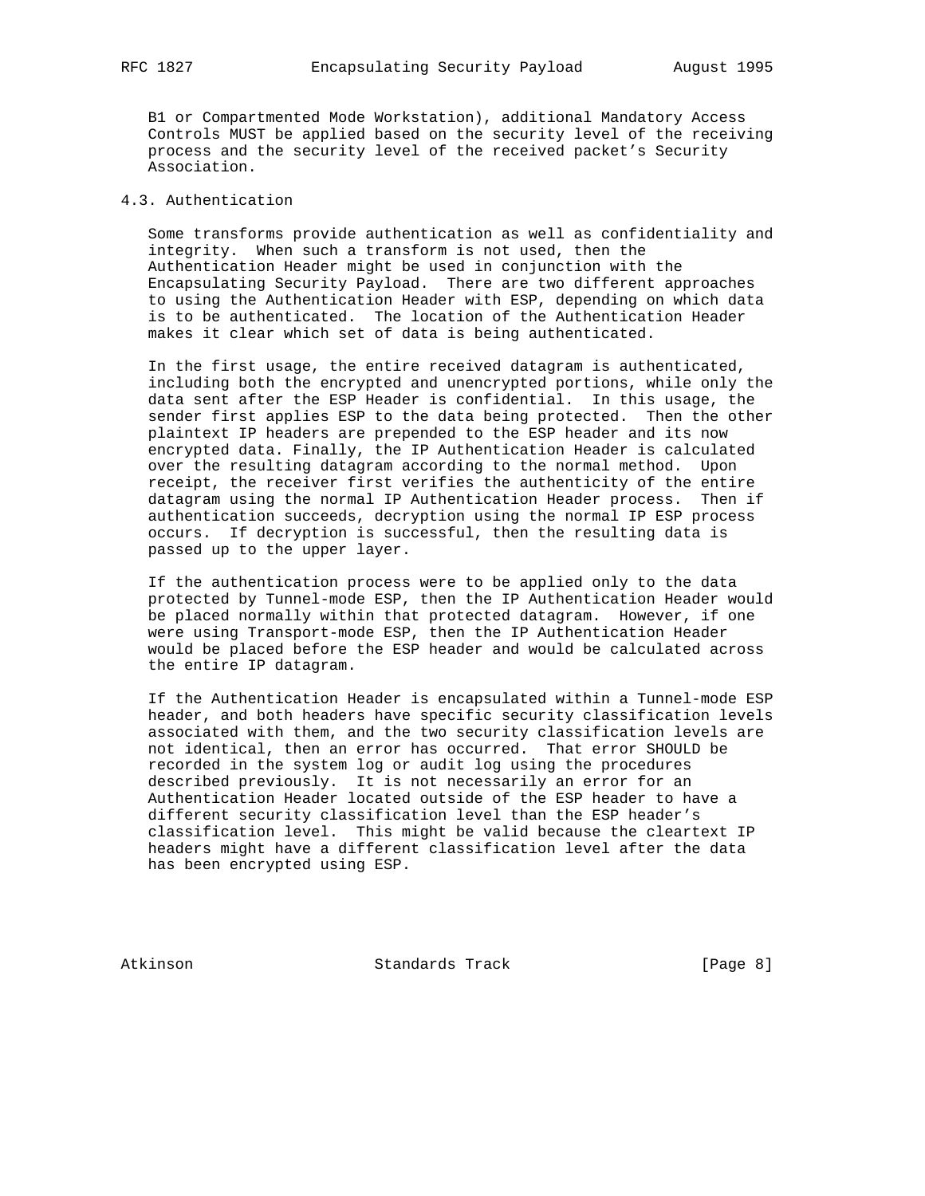B1 or Compartmented Mode Workstation), additional Mandatory Access Controls MUST be applied based on the security level of the receiving process and the security level of the received packet's Security Association.

### 4.3. Authentication

Some transforms provide authentication as well as confidentiality and integrity. When such a transform is not used, then the Authentication Header might be used in conjunction with the Encapsulating Security Payload. There are two different approaches to using the Authentication Header with ESP, depending on which data is to be authenticated. The location of the Authentication Header makes it clear which set of data is being authenticated.

In the first usage, the entire received datagram is authenticated, including both the encrypted and unencrypted portions, while only the data sent after the ESP Header is confidential. In this usage, the sender first applies ESP to the data being protected. Then the other plaintext IP headers are prepended to the ESP header and its now encrypted data. Finally, the IP Authentication Header is calculated over the resulting datagram according to the normal method. Upon receipt, the receiver first verifies the authenticity of the entire datagram using the normal IP Authentication Header process. Then if authentication succeeds, decryption using the normal IP ESP process occurs. If decryption is successful, then the resulting data is passed up to the upper layer.

If the authentication process were to be applied only to the data protected by Tunnel-mode ESP, then the IP Authentication Header would be placed normally within that protected datagram. However, if one were using Transport-mode ESP, then the IP Authentication Header would be placed before the ESP header and would be calculated across the entire IP datagram.

If the Authentication Header is encapsulated within a Tunnel-mode ESP header, and both headers have specific security classification levels associated with them, and the two security classification levels are not identical, then an error has occurred. That error SHOULD be recorded in the system log or audit log using the procedures described previously. It is not necessarily an error for an Authentication Header located outside of the ESP header to have a different security classification level than the ESP header's classification level. This might be valid because the cleartext IP headers might have a different classification level after the data has been encrypted using ESP.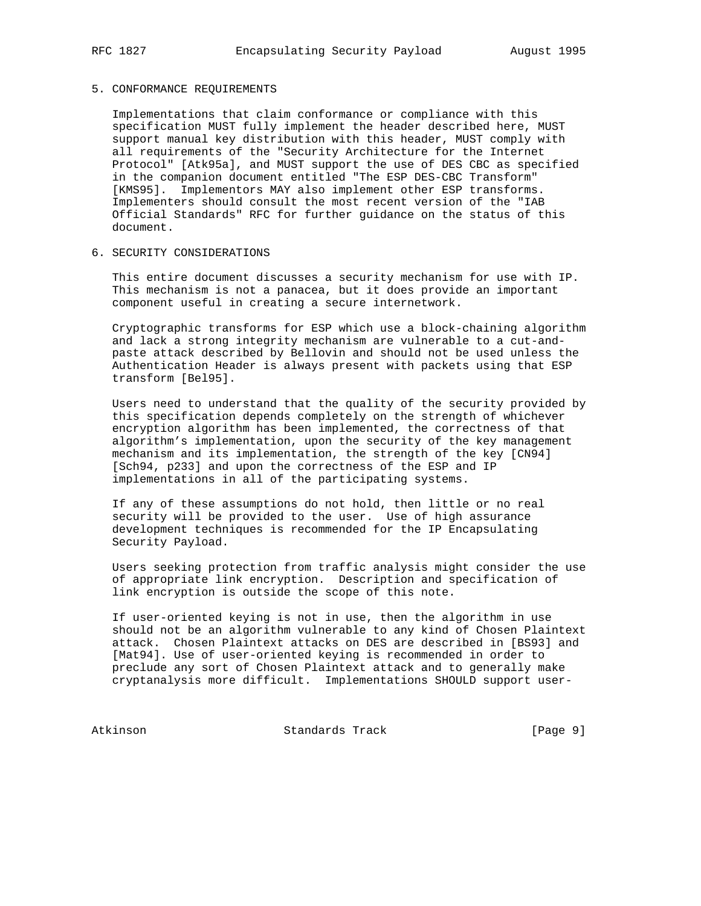## 5. CONFORMANCE REQUIREMENTS

Implementations that claim conformance or compliance with this specification MUST fully implement the header described here, MUST support manual key distribution with this header, MUST comply with all requirements of the "Security Architecture for the Internet Protocol" [Atk95a], and MUST support the use of DES CBC as specified in the companion document entitled "The ESP DES-CBC Transform" [KMS95]. Implementors MAY also implement other ESP transforms. Implementers should consult the most recent version of the "IAB Official Standards" RFC for further guidance on the status of this document.

## 6. SECURITY CONSIDERATIONS

This entire document discusses a security mechanism for use with IP. This mechanism is not a panacea, but it does provide an important component useful in creating a secure internetwork.

Cryptographic transforms for ESP which use a block-chaining algorithm and lack a strong integrity mechanism are vulnerable to a cut-and-paste attack described by Bellovin and should not be used unless the Authentication Header is always present with packets using that ESP transform [Bel95].

Users need to understand that the quality of the security provided by this specification depends completely on the strength of whichever encryption algorithm has been implemented, the correctness of that algorithm's implementation, upon the security of the key management mechanism and its implementation, the strength of the key [CN94] [Sch94, p233] and upon the correctness of the ESP and IP implementations in all of the participating systems.

If any of these assumptions do not hold, then little or no real security will be provided to the user. Use of high assurance development techniques is recommended for the IP Encapsulating Security Payload.

Users seeking protection from traffic analysis might consider the use of appropriate link encryption. Description and specification of link encryption is outside the scope of this note.

If user-oriented keying is not in use, then the algorithm in use should not be an algorithm vulnerable to any kind of Chosen Plaintext attack. Chosen Plaintext attacks on DES are described in [BS93] and [Mat94]. Use of user-oriented keying is recommended in order to preclude any sort of Chosen Plaintext attack and to generally make cryptanalysis more difficult. Implementations SHOULD support user-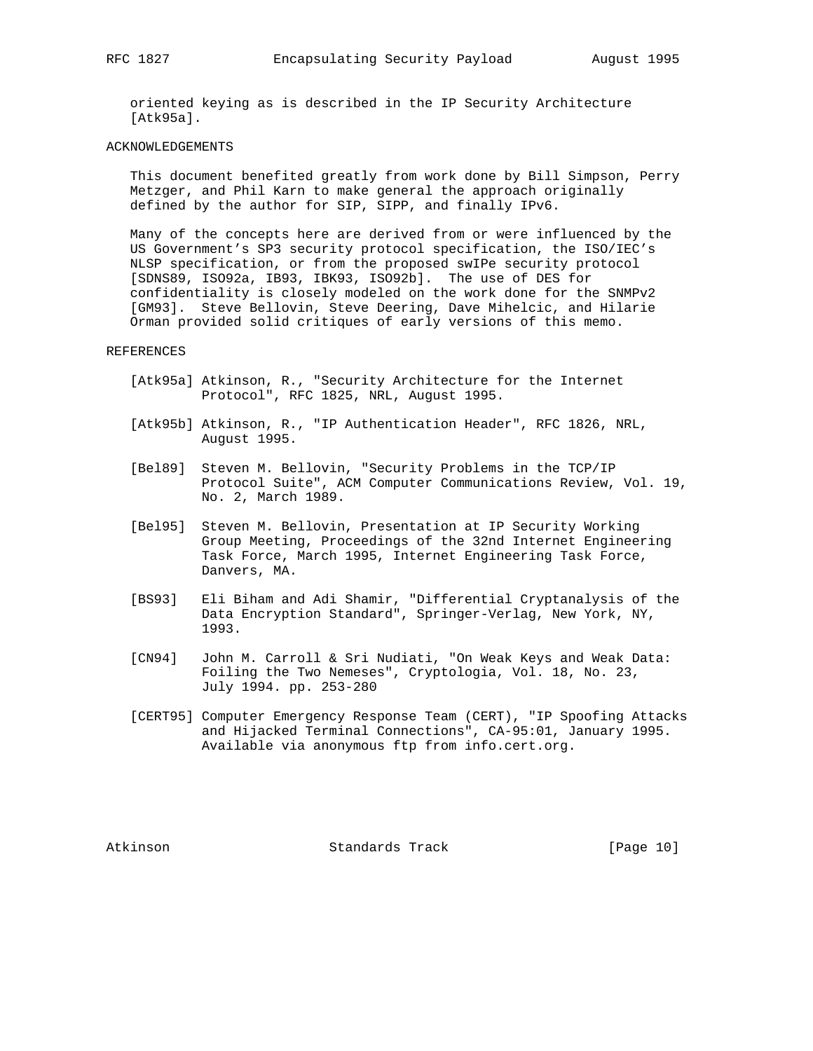oriented keying as is described in the IP Security Architecture [Atk95a].

## ACKNOWLEDGEMENTS

This document benefited greatly from work done by Bill Simpson, Perry Metzger, and Phil Karn to make general the approach originally defined by the author for SIP, SIPP, and finally IPv6.

Many of the concepts here are derived from or were influenced by the US Government's SP3 security protocol specification, the ISO/IEC's NLSP specification, or from the proposed swIPe security protocol [SDNS89, ISO92a, IB93, IBK93, ISO92b]. The use of DES for confidentiality is closely modeled on the work done for the SNMPv2 [GM93]. Steve Bellovin, Steve Deering, Dave Mihelcic, and Hilarie Orman provided solid critiques of early versions of this memo.

## REFERENCES

[Atk95a] Atkinson, R., "Security Architecture for the Internet Protocol", RFC 1825, NRL, August 1995.

[Atk95b] Atkinson, R., "IP Authentication Header", RFC 1826, NRL, August 1995.

[Bel89] Steven M. Bellovin, "Security Problems in the TCP/IP Protocol Suite", ACM Computer Communications Review, Vol. 19, No. 2, March 1989.

[Bel95] Steven M. Bellovin, Presentation at IP Security Working Group Meeting, Proceedings of the 32nd Internet Engineering Task Force, March 1995, Internet Engineering Task Force, Danvers, MA.

[BS93] Eli Biham and Adi Shamir, "Differential Cryptanalysis of the Data Encryption Standard", Springer-Verlag, New York, NY, 1993.

[CN94] John M. Carroll & Sri Nudiati, "On Weak Keys and Weak Data: Foiling the Two Nemeses", Cryptologia, Vol. 18, No. 23, July 1994. pp. 253-280

[CERT95] Computer Emergency Response Team (CERT), "IP Spoofing Attacks and Hijacked Terminal Connections", CA-95:01, January 1995. Available via anonymous ftp from info.cert.org.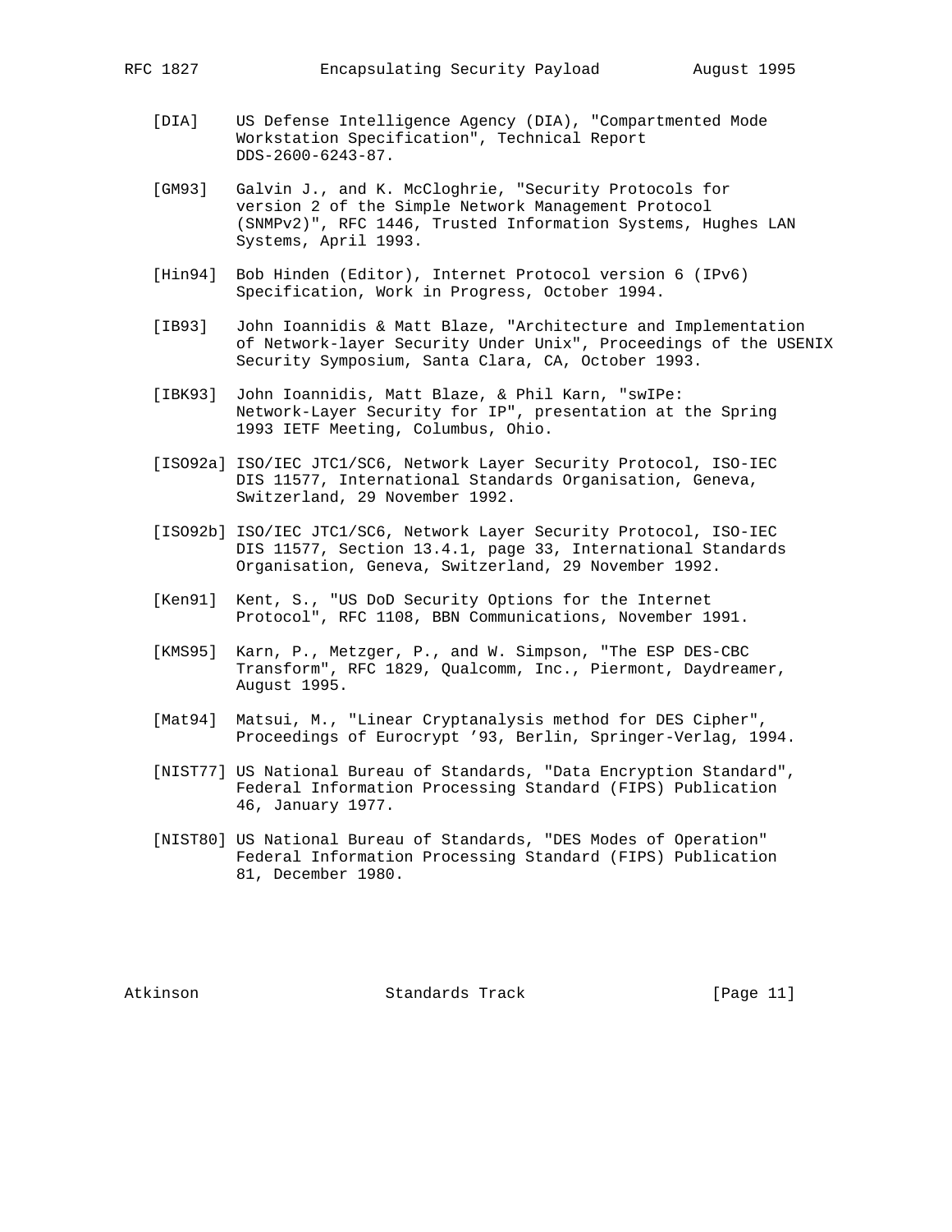[DIA] US Defense Intelligence Agency (DIA), "Compartmented Mode Workstation Specification", Technical Report DDS-2600-6243-87.

[GM93] Galvin J., and K. McCloghrie, "Security Protocols for version 2 of the Simple Network Management Protocol (SNMPv2)", RFC 1446, Trusted Information Systems, Hughes LAN Systems, April 1993.

[Hin94] Bob Hinden (Editor), Internet Protocol version 6 (IPv6) Specification, Work in Progress, October 1994.

[IB93] John Ioannidis & Matt Blaze, "Architecture and Implementation of Network-layer Security Under Unix", Proceedings of the USENIX Security Symposium, Santa Clara, CA, October 1993.

[IBK93] John Ioannidis, Matt Blaze, & Phil Karn, "swIPe: Network-Layer Security for IP", presentation at the Spring 1993 IETF Meeting, Columbus, Ohio.

[ISO92a] ISO/IEC JTC1/SC6, Network Layer Security Protocol, ISO-IEC DIS 11577, International Standards Organisation, Geneva, Switzerland, 29 November 1992.

[ISO92b] ISO/IEC JTC1/SC6, Network Layer Security Protocol, ISO-IEC DIS 11577, Section 13.4.1, page 33, International Standards Organisation, Geneva, Switzerland, 29 November 1992.

[Ken91] Kent, S., "US DoD Security Options for the Internet Protocol", RFC 1108, BBN Communications, November 1991.

[KMS95] Karn, P., Metzger, P., and W. Simpson, "The ESP DES-CBC Transform", RFC 1829, Qualcomm, Inc., Piermont, Daydreamer, August 1995.

[Mat94] Matsui, M., "Linear Cryptanalysis method for DES Cipher", Proceedings of Eurocrypt '93, Berlin, Springer-Verlag, 1994.

[NIST77] US National Bureau of Standards, "Data Encryption Standard", Federal Information Processing Standard (FIPS) Publication 46, January 1977.

[NIST80] US National Bureau of Standards, "DES Modes of Operation" Federal Information Processing Standard (FIPS) Publication 81, December 1980.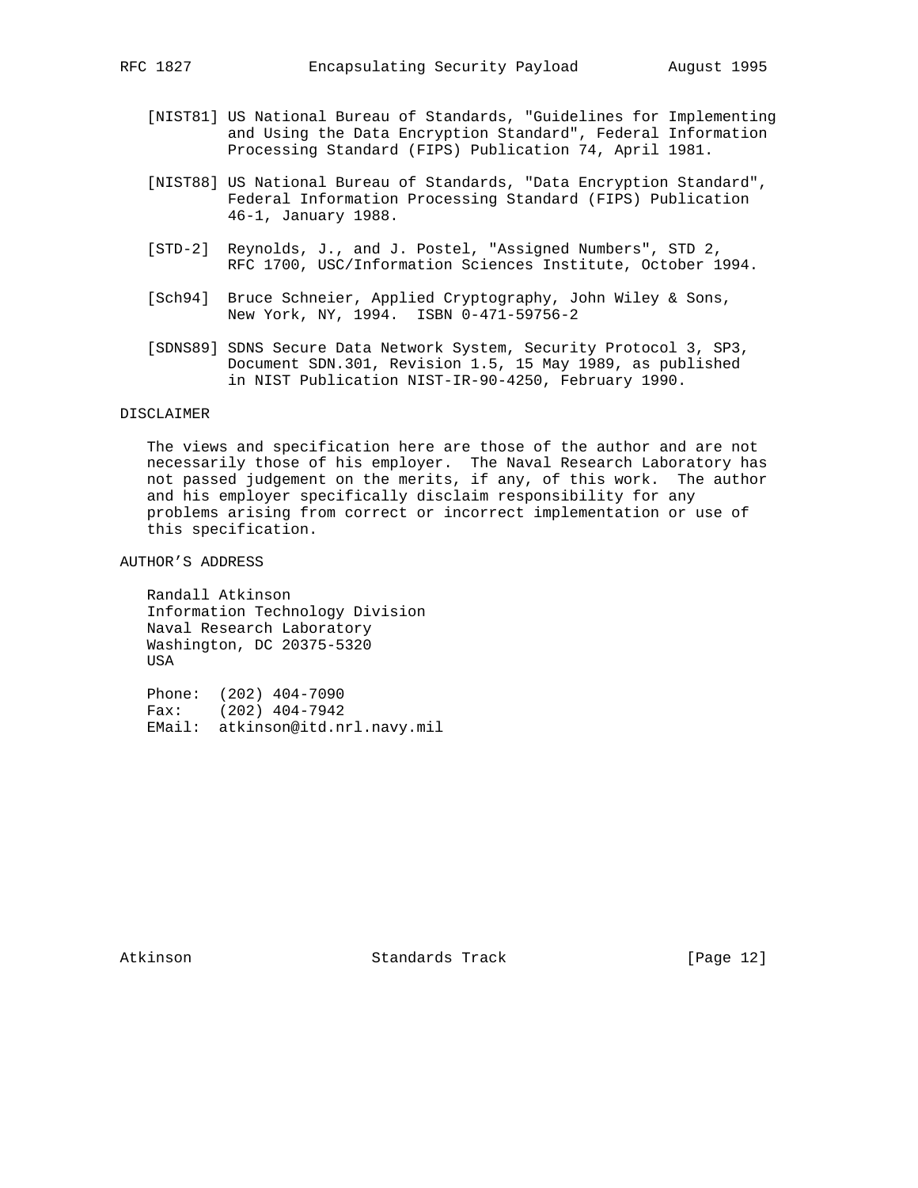[NIST81] US National Bureau of Standards, "Guidelines for Implementing and Using the Data Encryption Standard", Federal Information Processing Standard (FIPS) Publication 74, April 1981.

[NIST88] US National Bureau of Standards, "Data Encryption Standard", Federal Information Processing Standard (FIPS) Publication 46-1, January 1988.

[STD-2] Reynolds, J., and J. Postel, "Assigned Numbers", STD 2, RFC 1700, USC/Information Sciences Institute, October 1994.

[Sch94] Bruce Schneier, Applied Cryptography, John Wiley & Sons, New York, NY, 1994. ISBN 0-471-59756-2

[SDNS89] SDNS Secure Data Network System, Security Protocol 3, SP3, Document SDN.301, Revision 1.5, 15 May 1989, as published in NIST Publication NIST-IR-90-4250, February 1990.

## DISCLAIMER

The views and specification here are those of the author and are not necessarily those of his employer. The Naval Research Laboratory has not passed judgement on the merits, if any, of this work. The author and his employer specifically disclaim responsibility for any problems arising from correct or incorrect implementation or use of this specification.

## AUTHOR'S ADDRESS

Randall Atkinson
Information Technology Division
Naval Research Laboratory
Washington, DC 20375-5320
USA

Phone: (202) 404-7090
Fax: (202) 404-7942
EMail: atkinson@itd.nrl.navy.mil